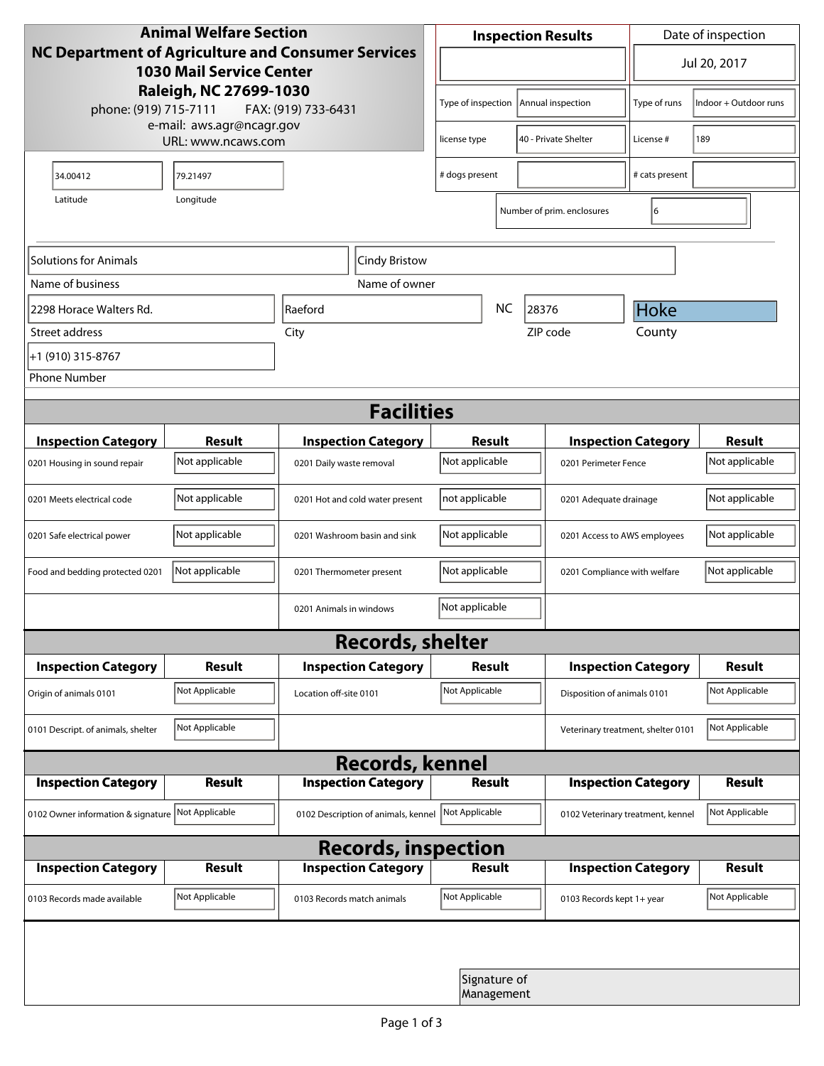**Animal Welfare Section**
**NC Department of Agriculture and Consumer Services**
**1030 Mail Service Center**
**Raleigh, NC 27699-1030**

phone: (919) 715-7111 FAX: (919) 733-6431
e-mail: aws.agr@ncagr.gov
URL: www.ncaws.com

| Inspection Results | | Date of inspection | |
|---|---|---|---|
| | | Jul 20, 2017 | |
| Type of inspection | Annual inspection | Type of runs | Indoor + Outdoor runs |
| license type | 40 - Private Shelter | License # | 189 |
| # dogs present | | # cats present | |
| Number of prim. enclosures | 6 | | |

| Latitude | Longitude |
|---|---|
| 34.00412 | 79.21497 |

| Name of business | Name of owner |
|---|---|
| Solutions for Animals | Cindy Bristow |

| Street address | City | State | ZIP code | County |
|---|---|---|---|---|
| 2298 Horace Walters Rd. | Raeford | NC | 28376 | Hoke |

Phone Number: +1 (910) 315-8767

## Facilities

| Inspection Category | Result | Inspection Category | Result | Inspection Category | Result |
|---|---|---|---|---|---|
| 0201 Housing in sound repair | Not applicable | 0201 Daily waste removal | Not applicable | 0201 Perimeter Fence | Not applicable |
| 0201 Meets electrical code | Not applicable | 0201 Hot and cold water present | not applicable | 0201 Adequate drainage | Not applicable |
| 0201 Safe electrical power | Not applicable | 0201 Washroom basin and sink | Not applicable | 0201 Access to AWS employees | Not applicable |
| Food and bedding protected 0201 | Not applicable | 0201 Thermometer present | Not applicable | 0201 Compliance with welfare | Not applicable |
| | | 0201 Animals in windows | Not applicable | | |

## Records, shelter

| Inspection Category | Result | Inspection Category | Result | Inspection Category | Result |
|---|---|---|---|---|---|
| Origin of animals 0101 | Not Applicable | Location off-site 0101 | Not Applicable | Disposition of animals 0101 | Not Applicable |
| 0101 Descript. of animals, shelter | Not Applicable | | | Veterinary treatment, shelter 0101 | Not Applicable |

## Records, kennel

| Inspection Category | Result | Inspection Category | Result | Inspection Category | Result |
|---|---|---|---|---|---|
| 0102 Owner information & signature | Not Applicable | 0102 Description of animals, kennel | Not Applicable | 0102 Veterinary treatment, kennel | Not Applicable |

## Records, inspection

| Inspection Category | Result | Inspection Category | Result | Inspection Category | Result |
|---|---|---|---|---|---|
| 0103 Records made available | Not Applicable | 0103 Records match animals | Not Applicable | 0103 Records kept 1+ year | Not Applicable |

Signature of Management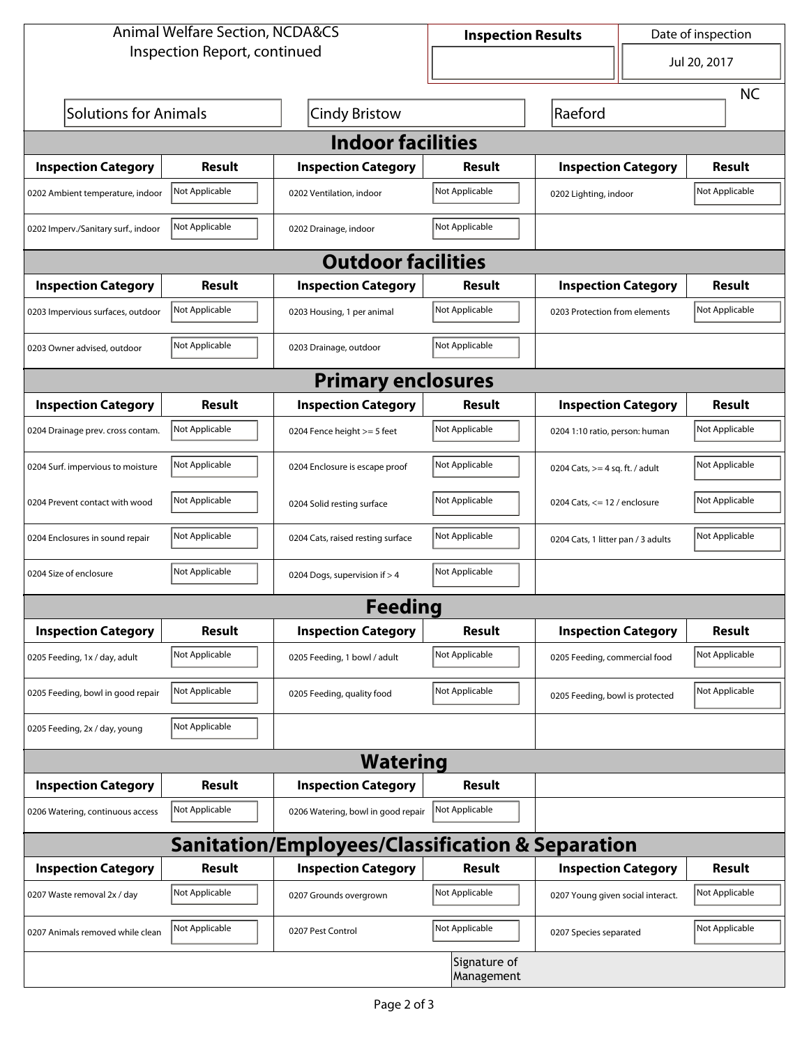| Animal Welfare Section, NCDA&CS Inspection Report, continued | Inspection Results | Date of inspection |
|---|---|---|
| | | Jul 20, 2017 |

| Solutions for Animals | Cindy Bristow | Raeford | NC |
|---|---|---|---|

## Indoor facilities

| Inspection Category | Result | Inspection Category | Result | Inspection Category | Result |
|---|---|---|---|---|---|
| 0202 Ambient temperature, indoor | Not Applicable | 0202 Ventilation, indoor | Not Applicable | 0202 Lighting, indoor | Not Applicable |
| 0202 Imperv./Sanitary surf., indoor | Not Applicable | 0202 Drainage, indoor | Not Applicable | | |

## Outdoor facilities

| Inspection Category | Result | Inspection Category | Result | Inspection Category | Result |
|---|---|---|---|---|---|
| 0203 Impervious surfaces, outdoor | Not Applicable | 0203 Housing, 1 per animal | Not Applicable | 0203 Protection from elements | Not Applicable |
| 0203 Owner advised, outdoor | Not Applicable | 0203 Drainage, outdoor | Not Applicable | | |

## Primary enclosures

| Inspection Category | Result | Inspection Category | Result | Inspection Category | Result |
|---|---|---|---|---|---|
| 0204 Drainage prev. cross contam. | Not Applicable | 0204 Fence height >= 5 feet | Not Applicable | 0204 1:10 ratio, person: human | Not Applicable |
| 0204 Surf. impervious to moisture | Not Applicable | 0204 Enclosure is escape proof | Not Applicable | 0204 Cats, >= 4 sq. ft. / adult | Not Applicable |
| 0204 Prevent contact with wood | Not Applicable | 0204 Solid resting surface | Not Applicable | 0204 Cats, <= 12 / enclosure | Not Applicable |
| 0204 Enclosures in sound repair | Not Applicable | 0204 Cats, raised resting surface | Not Applicable | 0204 Cats, 1 litter pan / 3 adults | Not Applicable |
| 0204 Size of enclosure | Not Applicable | 0204 Dogs, supervision if > 4 | Not Applicable | | |

## Feeding

| Inspection Category | Result | Inspection Category | Result | Inspection Category | Result |
|---|---|---|---|---|---|
| 0205 Feeding, 1x / day, adult | Not Applicable | 0205 Feeding, 1 bowl / adult | Not Applicable | 0205 Feeding, commercial food | Not Applicable |
| 0205 Feeding, bowl in good repair | Not Applicable | 0205 Feeding, quality food | Not Applicable | 0205 Feeding, bowl is protected | Not Applicable |
| 0205 Feeding, 2x / day, young | Not Applicable | | | | |

## Watering

| Inspection Category | Result | Inspection Category | Result |
|---|---|---|---|
| 0206 Watering, continuous access | Not Applicable | 0206 Watering, bowl in good repair | Not Applicable |

## Sanitation/Employees/Classification & Separation

| Inspection Category | Result | Inspection Category | Result | Inspection Category | Result |
|---|---|---|---|---|---|
| 0207 Waste removal 2x / day | Not Applicable | 0207 Grounds overgrown | Not Applicable | 0207 Young given social interact. | Not Applicable |
| 0207 Animals removed while clean | Not Applicable | 0207 Pest Control | Not Applicable | 0207 Species separated | Not Applicable |

Signature of Management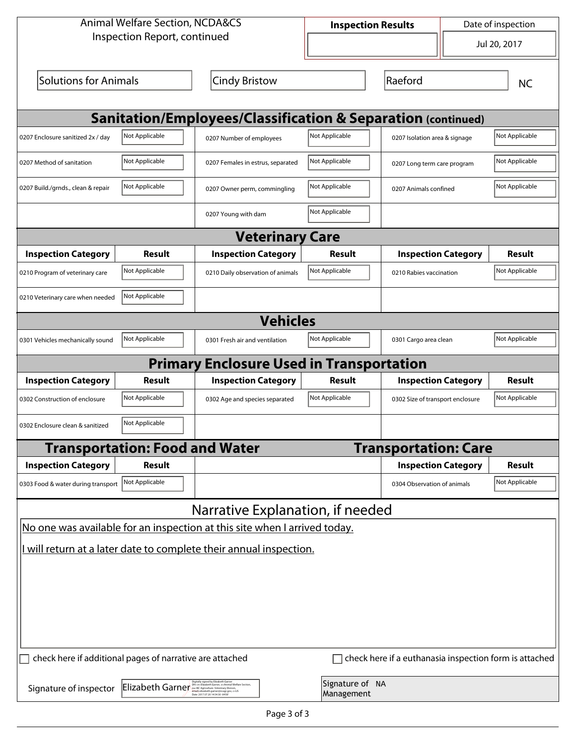Animal Welfare Section, NCDA&CS
Inspection Report, continued

| Inspection Results | Date of inspection |
|---|---|
| | Jul 20, 2017 |

| | | | |
|---|---|---|---|
| Solutions for Animals | Cindy Bristow | Raeford | NC |

## Sanitation/Employees/Classification & Separation (continued)

| | | | | | |
|---|---|---|---|---|---|
| 0207 Enclosure sanitized 2x / day | Not Applicable | 0207 Number of employees | Not Applicable | 0207 Isolation area & signage | Not Applicable |
| 0207 Method of sanitation | Not Applicable | 0207 Females in estrus, separated | Not Applicable | 0207 Long term care program | Not Applicable |
| 0207 Build./grnds., clean & repair | Not Applicable | 0207 Owner perm, commingling | Not Applicable | 0207 Animals confined | Not Applicable |
| | | 0207 Young with dam | Not Applicable | | |

## Veterinary Care

| Inspection Category | Result | Inspection Category | Result | Inspection Category | Result |
|---|---|---|---|---|---|
| 0210 Program of veterinary care | Not Applicable | 0210 Daily observation of animals | Not Applicable | 0210 Rabies vaccination | Not Applicable |
| 0210 Veterinary care when needed | Not Applicable | | | | |

## Vehicles

| | | | | | |
|---|---|---|---|---|---|
| 0301 Vehicles mechanically sound | Not Applicable | 0301 Fresh air and ventilation | Not Applicable | 0301 Cargo area clean | Not Applicable |

## Primary Enclosure Used in Transportation

| Inspection Category | Result | Inspection Category | Result | Inspection Category | Result |
|---|---|---|---|---|---|
| 0302 Construction of enclosure | Not Applicable | 0302 Age and species separated | Not Applicable | 0302 Size of transport enclosure | Not Applicable |
| 0302 Enclosure clean & sanitized | Not Applicable | | | | |

## Transportation: Food and Water / Transportation: Care

| Inspection Category | Result | | Inspection Category | Result |
|---|---|---|---|---|
| 0303 Food & water during transport | Not Applicable | | 0304 Observation of animals | Not Applicable |

## Narrative Explanation, if needed

No one was available for an inspection at this site when I arrived today.

I will return at a later date to complete their annual inspection.

☐ check here if additional pages of narrative are attached

☐ check here if a euthanasia inspection form is attached

Signature of inspector: Elizabeth Garner (Digitally signed by Elizabeth Garner, Date: 2017.07.20 14:54:38 -04'00')

Signature of Management: NA